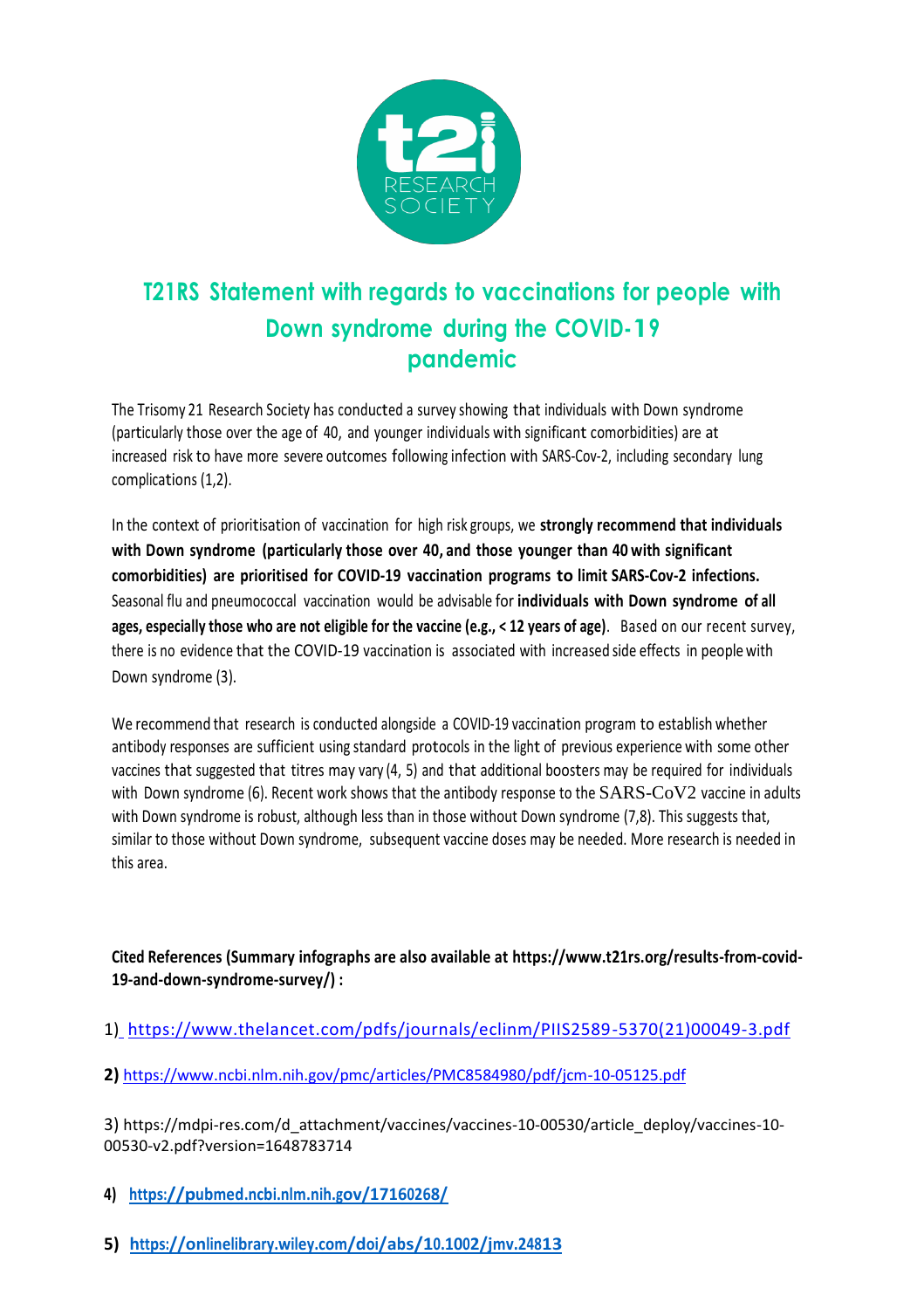# T21RS Statement with regards to vaccinations for people with Down syndrome during the COVID-19 pandemic

The Trisomy 21 Research Society has conducted a survey showing that individuals with Down syndrome (particularly those over the age of 40, and younger individuals with significant comorbidities) are at increased risk to have more severe outcomes following infection with SARS-Cov-2, including secondary lung complications (1,2).

In the context of prioritisation of vaccination for high risk groups, we **strongly recommend that individuals with Down syndrome (particularly those over 40, and those younger than 40 with significant comorbidities) are prioritised for COVID-19 vaccination programs to limit SARS-Cov-2 infections.** Seasonal flu and pneumococcal vaccination would be advisable for **individuals with Down syndrome of all ages, especially those who are not eligible for the vaccine (e.g., < 12 years of age)**. Based on our recent survey, there is no evidence that the COVID-19 vaccination is associated with increased side effects in people with Down syndrome (3).

We recommend that research is conducted alongside a COVID-19 vaccination program to establish whether antibody responses are sufficient using standard protocols in the light of previous experience with some other vaccines that suggested that titres may vary (4, 5) and that additional boosters may be required for individuals with Down syndrome (6). Recent work shows that the antibody response to the SARS-CoV2 vaccine in adults with Down syndrome is robust, although less than in those without Down syndrome (7,8). This suggests that, similar to those without Down syndrome, subsequent vaccine doses may be needed. More research is needed in this area.

**Cited References (Summary infographs are also available at https://www.t21rs.org/results-from-covid-19-and-down-syndrome-survey/) :**

1) https://www.thelancet.com/pdfs/journals/eclinm/PIIS2589-5370(21)00049-3.pdf

**2)** https://www.ncbi.nlm.nih.gov/pmc/articles/PMC8584980/pdf/jcm-10-05125.pdf

3) https://mdpi-res.com/d_attachment/vaccines/vaccines-10-00530/article_deploy/vaccines-10-00530-v2.pdf?version=1648783714

**4) https://pubmed.ncbi.nlm.nih.gov/17160268/**

**5) https://onlinelibrary.wiley.com/doi/abs/10.1002/jmv.24813**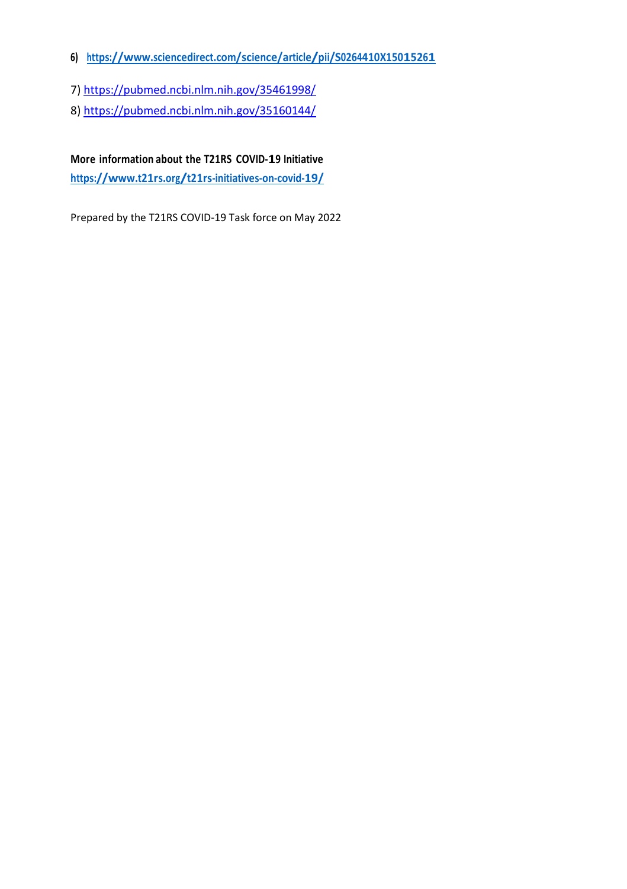6) https://www.sciencedirect.com/science/article/pii/S0264410X15015261

7) https://pubmed.ncbi.nlm.nih.gov/35461998/

8) https://pubmed.ncbi.nlm.nih.gov/35160144/

**More information about the T21RS COVID-19 Initiative**

https://www.t21rs.org/t21rs-initiatives-on-covid-19/

Prepared by the T21RS COVID-19 Task force on May 2022